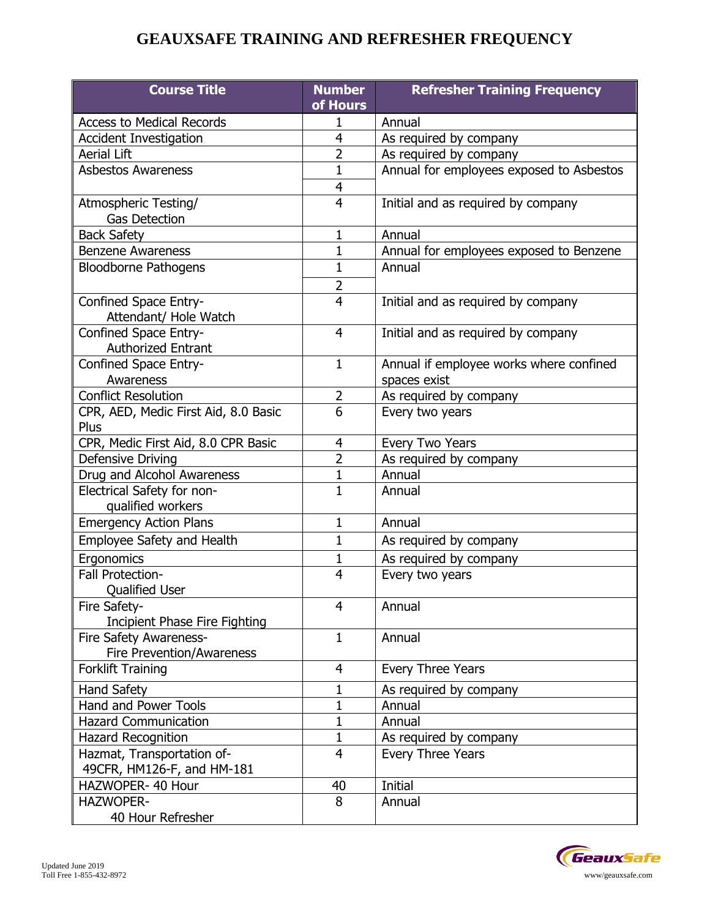# GEAUXSAFE TRAINING AND REFRESHER FREQUENCY

| Course Title | Number of Hours | Refresher Training Frequency |
|---|---|---|
| Access to Medical Records | 1 | Annual |
| Accident Investigation | 4 | As required by company |
| Aerial Lift | 2 | As required by company |
| Asbestos Awareness | 1 / 4 | Annual for employees exposed to Asbestos |
| Atmospheric Testing/ Gas Detection | 4 | Initial and as required by company |
| Back Safety | 1 | Annual |
| Benzene Awareness | 1 | Annual for employees exposed to Benzene |
| Bloodborne Pathogens | 1 / 2 | Annual |
| Confined Space Entry- Attendant/ Hole Watch | 4 | Initial and as required by company |
| Confined Space Entry- Authorized Entrant | 4 | Initial and as required by company |
| Confined Space Entry- Awareness | 1 | Annual if employee works where confined spaces exist |
| Conflict Resolution | 2 | As required by company |
| CPR, AED, Medic First Aid, 8.0 Basic Plus | 6 | Every two years |
| CPR, Medic First Aid, 8.0 CPR Basic | 4 | Every Two Years |
| Defensive Driving | 2 | As required by company |
| Drug and Alcohol Awareness | 1 | Annual |
| Electrical Safety for non-qualified workers | 1 | Annual |
| Emergency Action Plans | 1 | Annual |
| Employee Safety and Health | 1 | As required by company |
| Ergonomics | 1 | As required by company |
| Fall Protection- Qualified User | 4 | Every two years |
| Fire Safety- Incipient Phase Fire Fighting | 4 | Annual |
| Fire Safety Awareness- Fire Prevention/Awareness | 1 | Annual |
| Forklift Training | 4 | Every Three Years |
| Hand Safety | 1 | As required by company |
| Hand and Power Tools | 1 | Annual |
| Hazard Communication | 1 | Annual |
| Hazard Recognition | 1 | As required by company |
| Hazmat, Transportation of- 49CFR, HM126-F, and HM-181 | 4 | Every Three Years |
| HAZWOPER- 40 Hour | 40 | Initial |
| HAZWOPER- 40 Hour Refresher | 8 | Annual |

Updated June 2019
Toll Free 1-855-432-8972

www/geauxsafe.com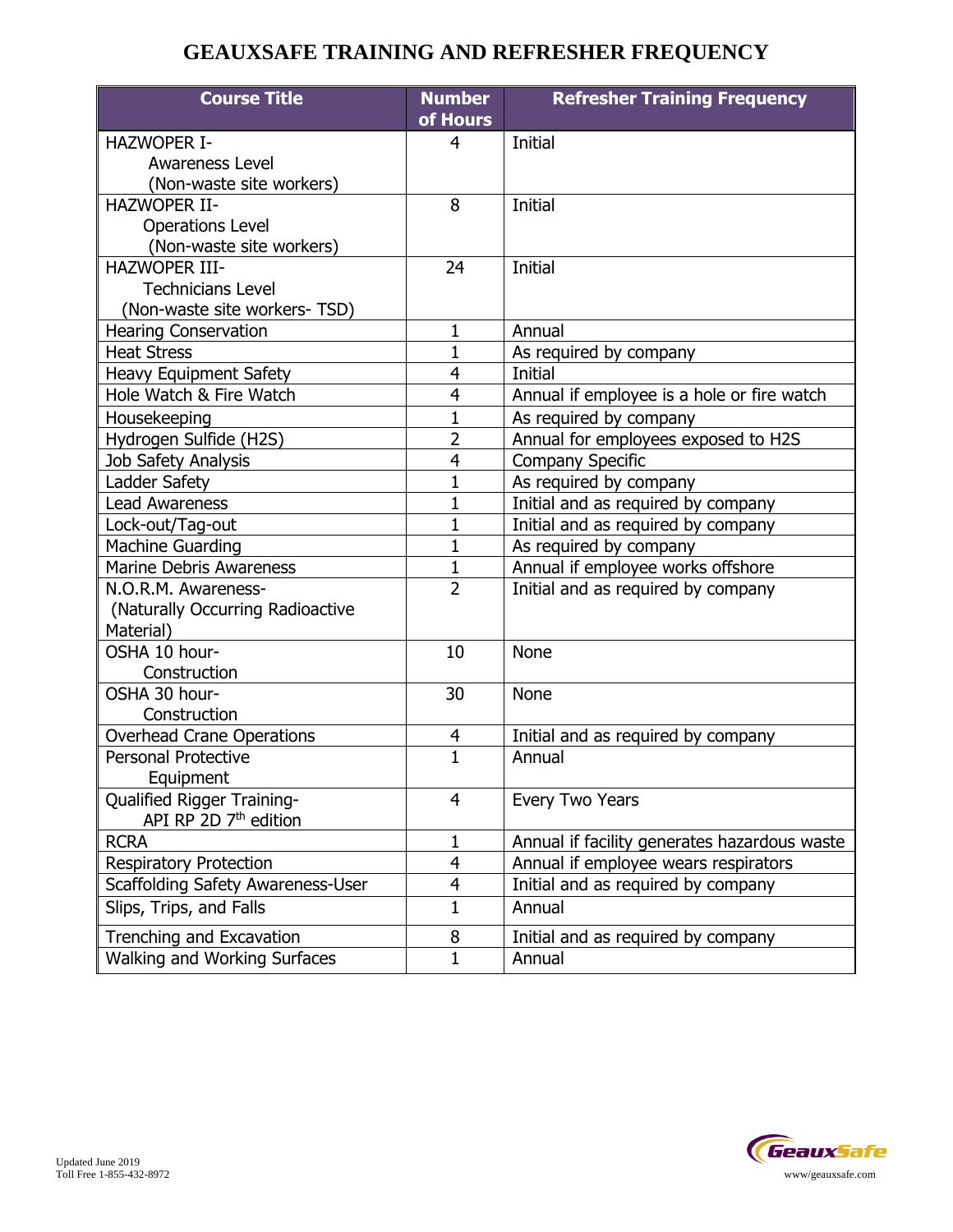# GEAUXSAFE TRAINING AND REFRESHER FREQUENCY

| Course Title | Number of Hours | Refresher Training Frequency |
|---|---|---|
| HAZWOPER I- Awareness Level (Non-waste site workers) | 4 | Initial |
| HAZWOPER II- Operations Level (Non-waste site workers) | 8 | Initial |
| HAZWOPER III- Technicians Level (Non-waste site workers- TSD) | 24 | Initial |
| Hearing Conservation | 1 | Annual |
| Heat Stress | 1 | As required by company |
| Heavy Equipment Safety | 4 | Initial |
| Hole Watch & Fire Watch | 4 | Annual if employee is a hole or fire watch |
| Housekeeping | 1 | As required by company |
| Hydrogen Sulfide ($H_2S$) | 2 | Annual for employees exposed to $H_2S$ |
| Job Safety Analysis | 4 | Company Specific |
| Ladder Safety | 1 | As required by company |
| Lead Awareness | 1 | Initial and as required by company |
| Lock-out/Tag-out | 1 | Initial and as required by company |
| Machine Guarding | 1 | As required by company |
| Marine Debris Awareness | 1 | Annual if employee works offshore |
| N.O.R.M. Awareness- (Naturally Occurring Radioactive Material) | 2 | Initial and as required by company |
| OSHA 10 hour- Construction | 10 | None |
| OSHA 30 hour- Construction | 30 | None |
| Overhead Crane Operations | 4 | Initial and as required by company |
| Personal Protective Equipment | 1 | Annual |
| Qualified Rigger Training- API RP 2D 7th edition | 4 | Every Two Years |
| RCRA | 1 | Annual if facility generates hazardous waste |
| Respiratory Protection | 4 | Annual if employee wears respirators |
| Scaffolding Safety Awareness-User | 4 | Initial and as required by company |
| Slips, Trips, and Falls | 1 | Annual |
| Trenching and Excavation | 8 | Initial and as required by company |
| Walking and Working Surfaces | 1 | Annual |

Updated June 2019
Toll Free 1-855-432-8972

GeauxSafe
www/geauxsafe.com